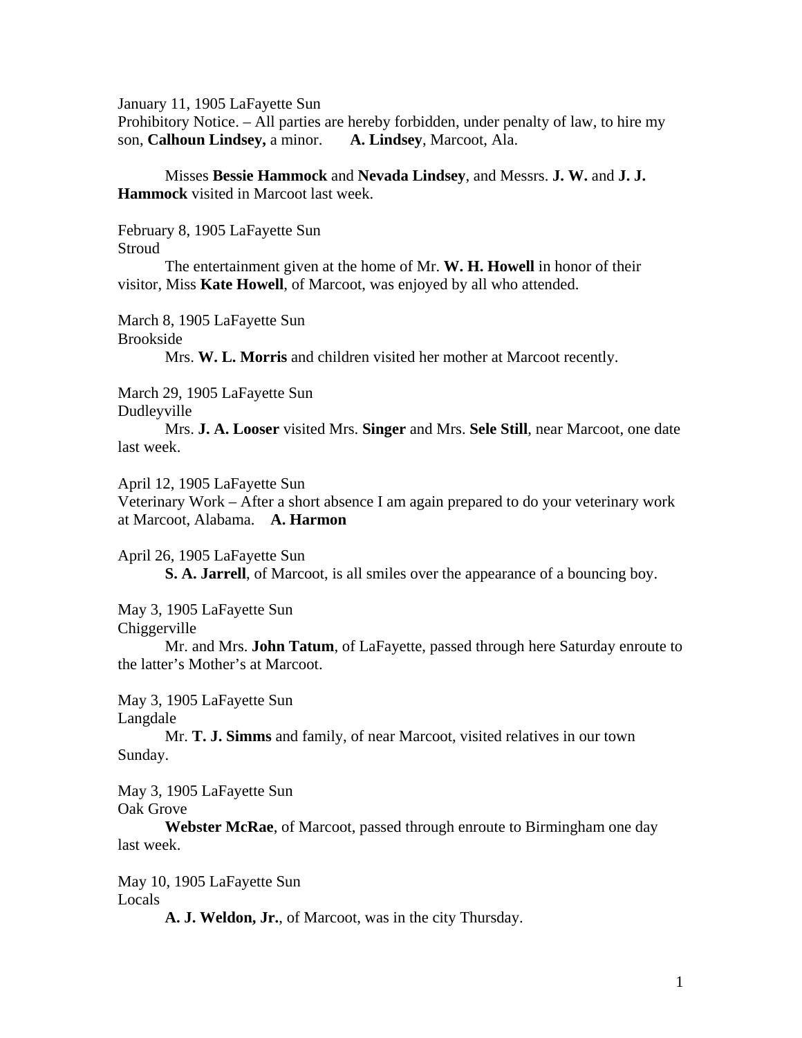January 11, 1905 LaFayette Sun
Prohibitory Notice. – All parties are hereby forbidden, under penalty of law, to hire my son, **Calhoun Lindsey,** a minor. **A. Lindsey**, Marcoot, Ala.

Misses **Bessie Hammock** and **Nevada Lindsey**, and Messrs. **J. W.** and **J. J. Hammock** visited in Marcoot last week.

February 8, 1905 LaFayette Sun
Stroud

The entertainment given at the home of Mr. **W. H. Howell** in honor of their visitor, Miss **Kate Howell**, of Marcoot, was enjoyed by all who attended.

March 8, 1905 LaFayette Sun
Brookside

Mrs. **W. L. Morris** and children visited her mother at Marcoot recently.

March 29, 1905 LaFayette Sun
Dudleyville

Mrs. **J. A. Looser** visited Mrs. **Singer** and Mrs. **Sele Still**, near Marcoot, one date last week.

April 12, 1905 LaFayette Sun
Veterinary Work – After a short absence I am again prepared to do your veterinary work at Marcoot, Alabama. **A. Harmon**

April 26, 1905 LaFayette Sun

**S. A. Jarrell**, of Marcoot, is all smiles over the appearance of a bouncing boy.

May 3, 1905 LaFayette Sun
Chiggerville

Mr. and Mrs. **John Tatum**, of LaFayette, passed through here Saturday enroute to the latter's Mother's at Marcoot.

May 3, 1905 LaFayette Sun
Langdale

Mr. **T. J. Simms** and family, of near Marcoot, visited relatives in our town Sunday.

May 3, 1905 LaFayette Sun
Oak Grove

**Webster McRae**, of Marcoot, passed through enroute to Birmingham one day last week.

May 10, 1905 LaFayette Sun
Locals

**A. J. Weldon, Jr.**, of Marcoot, was in the city Thursday.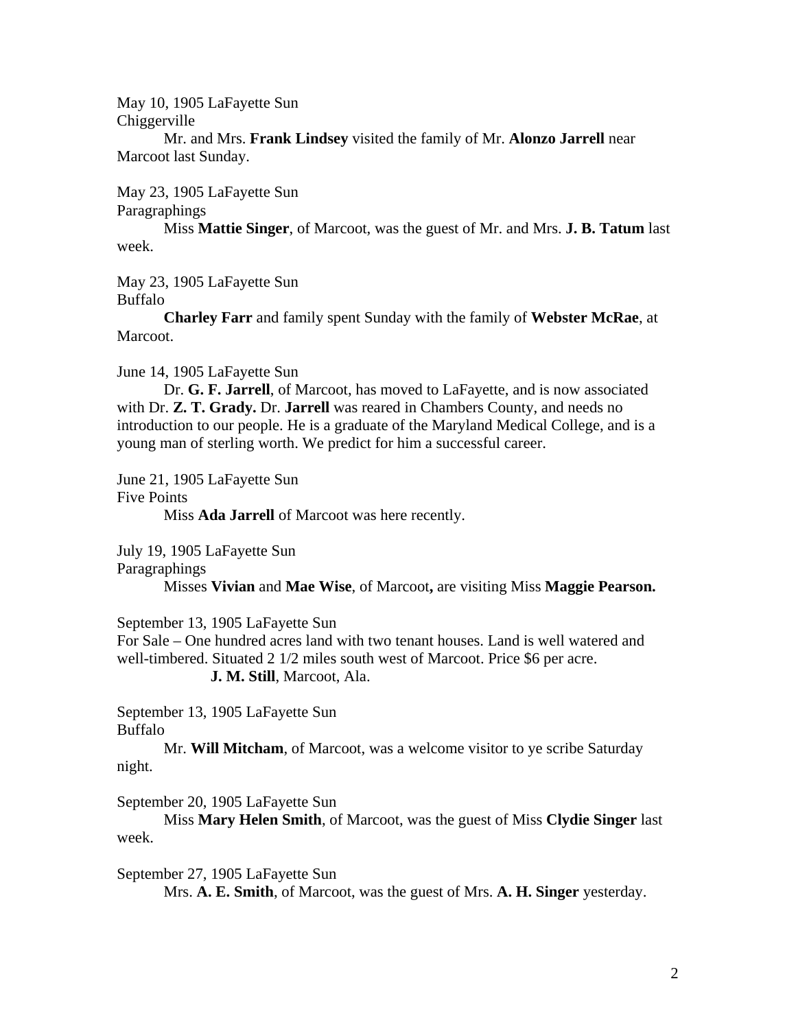May 10, 1905 LaFayette Sun
Chiggerville

Mr. and Mrs. **Frank Lindsey** visited the family of Mr. **Alonzo Jarrell** near Marcoot last Sunday.

May 23, 1905 LaFayette Sun
Paragraphings

Miss **Mattie Singer**, of Marcoot, was the guest of Mr. and Mrs. **J. B. Tatum** last week.

May 23, 1905 LaFayette Sun
Buffalo

**Charley Farr** and family spent Sunday with the family of **Webster McRae**, at Marcoot.

June 14, 1905 LaFayette Sun

Dr. **G. F. Jarrell**, of Marcoot, has moved to LaFayette, and is now associated with Dr. **Z. T. Grady.** Dr. **Jarrell** was reared in Chambers County, and needs no introduction to our people. He is a graduate of the Maryland Medical College, and is a young man of sterling worth. We predict for him a successful career.

June 21, 1905 LaFayette Sun
Five Points

Miss **Ada Jarrell** of Marcoot was here recently.

July 19, 1905 LaFayette Sun
Paragraphings

Misses **Vivian** and **Mae Wise**, of Marcoot**,** are visiting Miss **Maggie Pearson.**

September 13, 1905 LaFayette Sun
For Sale – One hundred acres land with two tenant houses. Land is well watered and well-timbered. Situated 2 1/2 miles south west of Marcoot. Price $6 per acre.

**J. M. Still**, Marcoot, Ala.

September 13, 1905 LaFayette Sun
Buffalo

Mr. **Will Mitcham**, of Marcoot, was a welcome visitor to ye scribe Saturday night.

September 20, 1905 LaFayette Sun

Miss **Mary Helen Smith**, of Marcoot, was the guest of Miss **Clydie Singer** last week.

September 27, 1905 LaFayette Sun

Mrs. **A. E. Smith**, of Marcoot, was the guest of Mrs. **A. H. Singer** yesterday.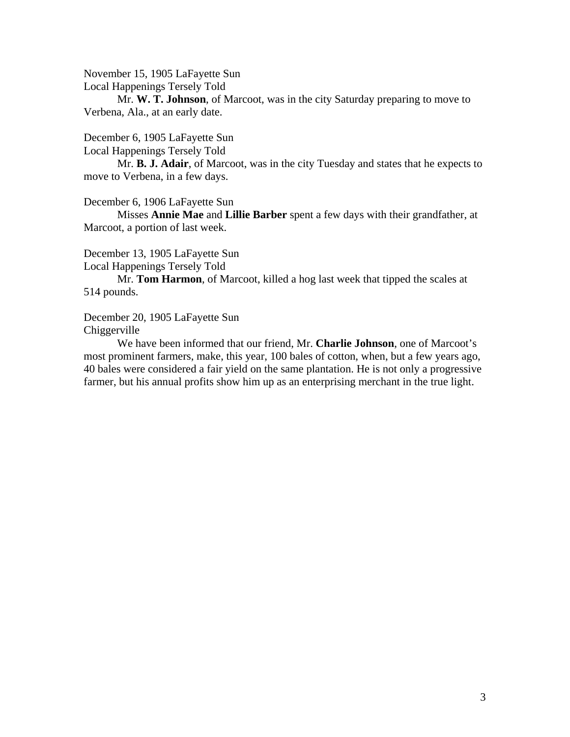November 15, 1905 LaFayette Sun
Local Happenings Tersely Told

Mr. **W. T. Johnson**, of Marcoot, was in the city Saturday preparing to move to Verbena, Ala., at an early date.

December 6, 1905 LaFayette Sun
Local Happenings Tersely Told

Mr. **B. J. Adair**, of Marcoot, was in the city Tuesday and states that he expects to move to Verbena, in a few days.

December 6, 1906 LaFayette Sun

Misses **Annie Mae** and **Lillie Barber** spent a few days with their grandfather, at Marcoot, a portion of last week.

December 13, 1905 LaFayette Sun
Local Happenings Tersely Told

Mr. **Tom Harmon**, of Marcoot, killed a hog last week that tipped the scales at 514 pounds.

December 20, 1905 LaFayette Sun
Chiggerville

We have been informed that our friend, Mr. **Charlie Johnson**, one of Marcoot's most prominent farmers, make, this year, 100 bales of cotton, when, but a few years ago, 40 bales were considered a fair yield on the same plantation. He is not only a progressive farmer, but his annual profits show him up as an enterprising merchant in the true light.